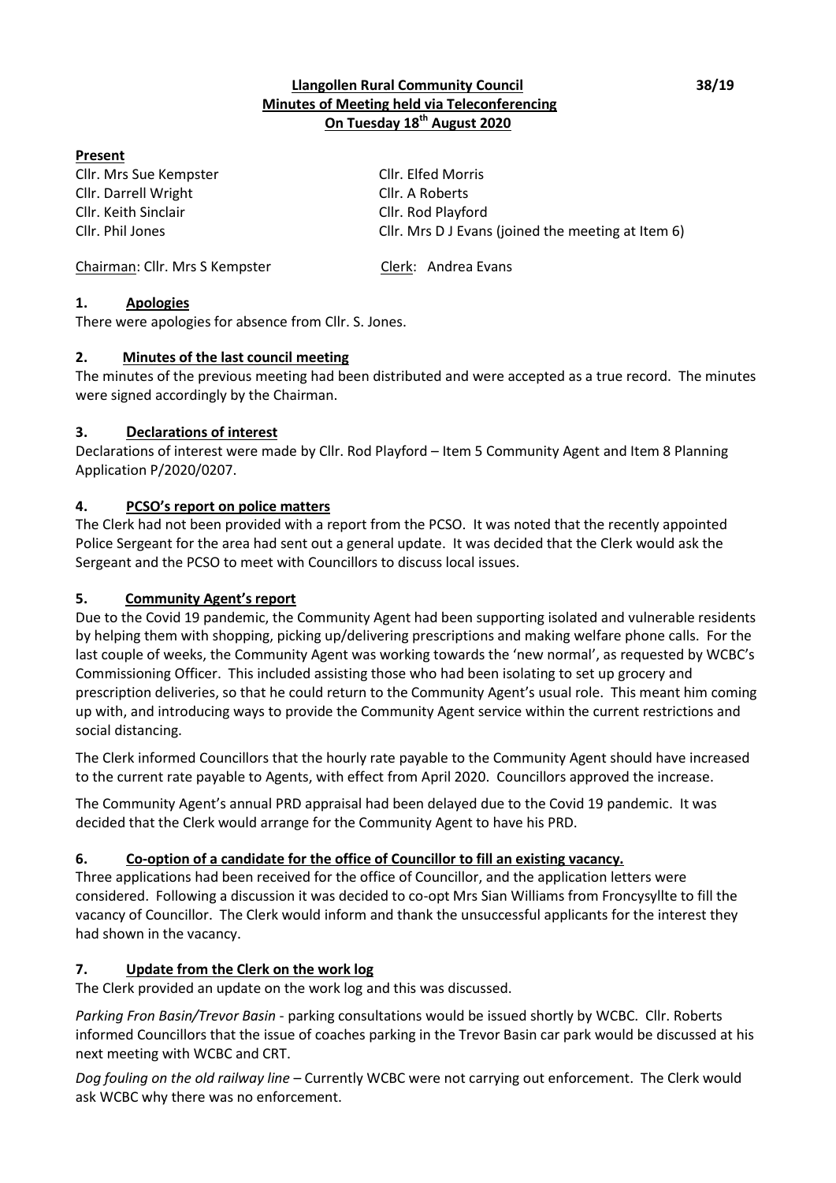**Llangollen Rural Community Council**
**Minutes of Meeting held via Teleconferencing**
**On Tuesday 18th August 2020**

38/19

**Present**

| | |
|---|---|
| Cllr. Mrs Sue Kempster | Cllr. Elfed Morris |
| Cllr. Darrell Wright | Cllr. A Roberts |
| Cllr. Keith Sinclair | Cllr. Rod Playford |
| Cllr. Phil Jones | Cllr. Mrs D J Evans (joined the meeting at Item 6) |

Chairman: Cllr. Mrs S Kempster        Clerk: Andrea Evans

## 1. Apologies

There were apologies for absence from Cllr. S. Jones.

## 2. Minutes of the last council meeting

The minutes of the previous meeting had been distributed and were accepted as a true record. The minutes were signed accordingly by the Chairman.

## 3. Declarations of interest

Declarations of interest were made by Cllr. Rod Playford – Item 5 Community Agent and Item 8 Planning Application P/2020/0207.

## 4. PCSO's report on police matters

The Clerk had not been provided with a report from the PCSO. It was noted that the recently appointed Police Sergeant for the area had sent out a general update. It was decided that the Clerk would ask the Sergeant and the PCSO to meet with Councillors to discuss local issues.

## 5. Community Agent's report

Due to the Covid 19 pandemic, the Community Agent had been supporting isolated and vulnerable residents by helping them with shopping, picking up/delivering prescriptions and making welfare phone calls. For the last couple of weeks, the Community Agent was working towards the 'new normal', as requested by WCBC's Commissioning Officer. This included assisting those who had been isolating to set up grocery and prescription deliveries, so that he could return to the Community Agent's usual role. This meant him coming up with, and introducing ways to provide the Community Agent service within the current restrictions and social distancing.

The Clerk informed Councillors that the hourly rate payable to the Community Agent should have increased to the current rate payable to Agents, with effect from April 2020. Councillors approved the increase.

The Community Agent's annual PRD appraisal had been delayed due to the Covid 19 pandemic. It was decided that the Clerk would arrange for the Community Agent to have his PRD.

## 6. Co-option of a candidate for the office of Councillor to fill an existing vacancy.

Three applications had been received for the office of Councillor, and the application letters were considered. Following a discussion it was decided to co-opt Mrs Sian Williams from Froncysyllte to fill the vacancy of Councillor. The Clerk would inform and thank the unsuccessful applicants for the interest they had shown in the vacancy.

## 7. Update from the Clerk on the work log

The Clerk provided an update on the work log and this was discussed.

*Parking Fron Basin/Trevor Basin* - parking consultations would be issued shortly by WCBC. Cllr. Roberts informed Councillors that the issue of coaches parking in the Trevor Basin car park would be discussed at his next meeting with WCBC and CRT.

*Dog fouling on the old railway line* – Currently WCBC were not carrying out enforcement. The Clerk would ask WCBC why there was no enforcement.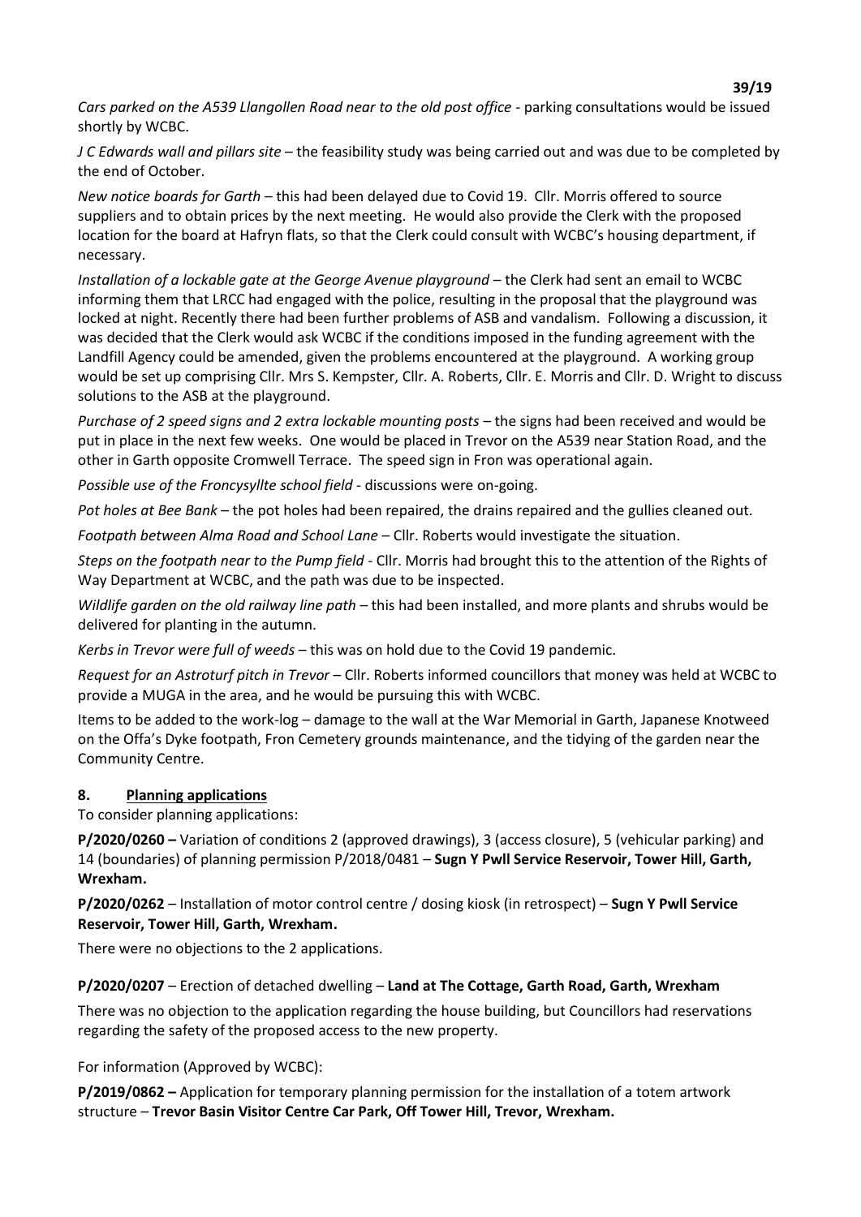*Cars parked on the A539 Llangollen Road near to the old post office* - parking consultations would be issued shortly by WCBC.

*J C Edwards wall and pillars site* – the feasibility study was being carried out and was due to be completed by the end of October.

*New notice boards for Garth* – this had been delayed due to Covid 19. Cllr. Morris offered to source suppliers and to obtain prices by the next meeting. He would also provide the Clerk with the proposed location for the board at Hafryn flats, so that the Clerk could consult with WCBC's housing department, if necessary.

*Installation of a lockable gate at the George Avenue playground* – the Clerk had sent an email to WCBC informing them that LRCC had engaged with the police, resulting in the proposal that the playground was locked at night. Recently there had been further problems of ASB and vandalism. Following a discussion, it was decided that the Clerk would ask WCBC if the conditions imposed in the funding agreement with the Landfill Agency could be amended, given the problems encountered at the playground. A working group would be set up comprising Cllr. Mrs S. Kempster, Cllr. A. Roberts, Cllr. E. Morris and Cllr. D. Wright to discuss solutions to the ASB at the playground.

*Purchase of 2 speed signs and 2 extra lockable mounting posts* – the signs had been received and would be put in place in the next few weeks. One would be placed in Trevor on the A539 near Station Road, and the other in Garth opposite Cromwell Terrace. The speed sign in Fron was operational again.

*Possible use of the Froncysyllte school field* - discussions were on-going.

*Pot holes at Bee Bank* – the pot holes had been repaired, the drains repaired and the gullies cleaned out.

*Footpath between Alma Road and School Lane* – Cllr. Roberts would investigate the situation.

*Steps on the footpath near to the Pump field* - Cllr. Morris had brought this to the attention of the Rights of Way Department at WCBC, and the path was due to be inspected.

*Wildlife garden on the old railway line path* – this had been installed, and more plants and shrubs would be delivered for planting in the autumn.

*Kerbs in Trevor were full of weeds* – this was on hold due to the Covid 19 pandemic.

*Request for an Astroturf pitch in Trevor* – Cllr. Roberts informed councillors that money was held at WCBC to provide a MUGA in the area, and he would be pursuing this with WCBC.

Items to be added to the work-log – damage to the wall at the War Memorial in Garth, Japanese Knotweed on the Offa's Dyke footpath, Fron Cemetery grounds maintenance, and the tidying of the garden near the Community Centre.

## 8. Planning applications

To consider planning applications:

**P/2020/0260 –** Variation of conditions 2 (approved drawings), 3 (access closure), 5 (vehicular parking) and 14 (boundaries) of planning permission P/2018/0481 – **Sugn Y Pwll Service Reservoir, Tower Hill, Garth, Wrexham.**

**P/2020/0262** – Installation of motor control centre / dosing kiosk (in retrospect) – **Sugn Y Pwll Service Reservoir, Tower Hill, Garth, Wrexham.**

There were no objections to the 2 applications.

**P/2020/0207** – Erection of detached dwelling – **Land at The Cottage, Garth Road, Garth, Wrexham**

There was no objection to the application regarding the house building, but Councillors had reservations regarding the safety of the proposed access to the new property.

For information (Approved by WCBC):

**P/2019/0862 –** Application for temporary planning permission for the installation of a totem artwork structure – **Trevor Basin Visitor Centre Car Park, Off Tower Hill, Trevor, Wrexham.**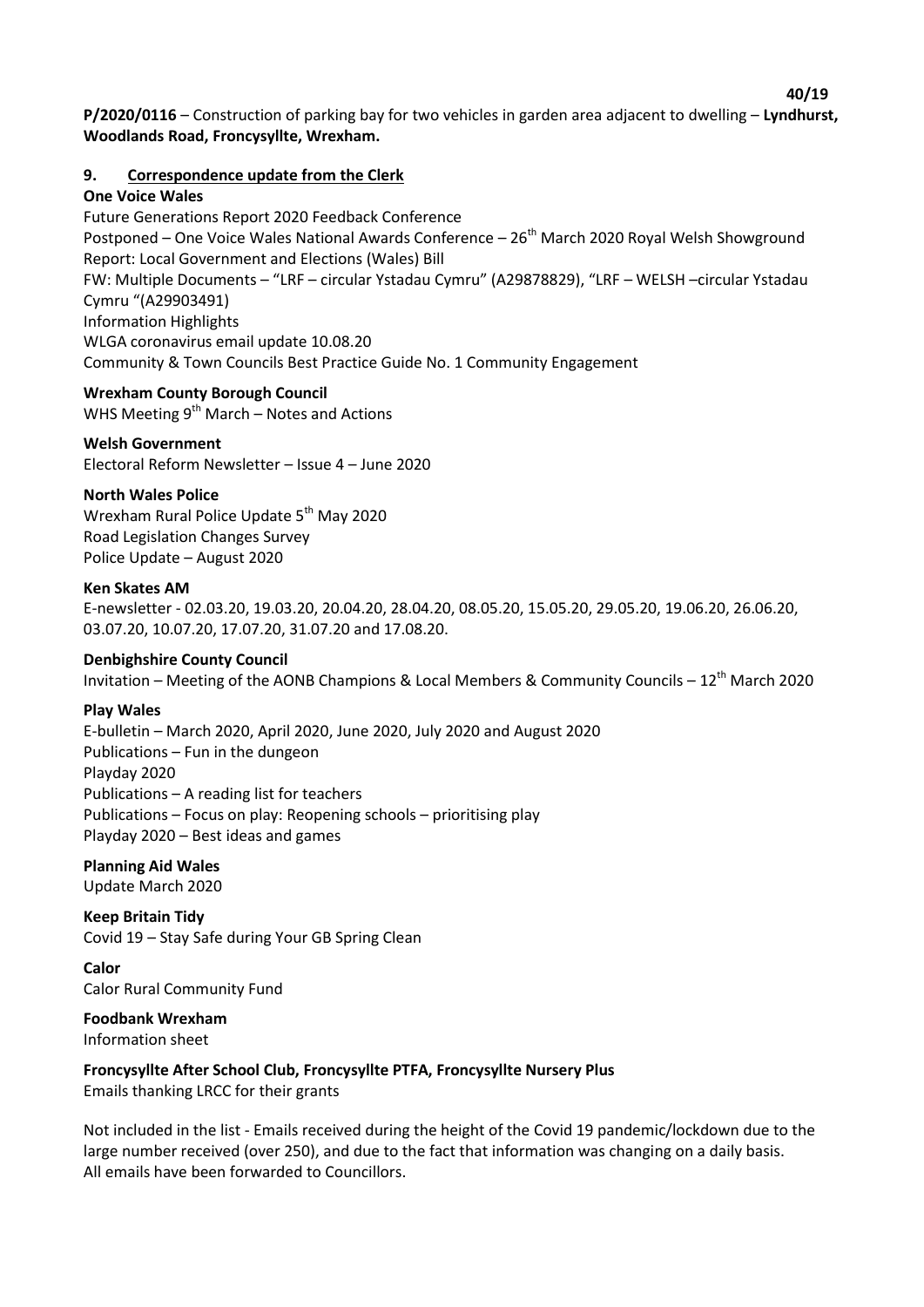**P/2020/0116** – Construction of parking bay for two vehicles in garden area adjacent to dwelling – **Lyndhurst, Woodlands Road, Froncysyllte, Wrexham.**

## 9. Correspondence update from the Clerk

**One Voice Wales**
Future Generations Report 2020 Feedback Conference
Postponed – One Voice Wales National Awards Conference – 26th March 2020 Royal Welsh Showground
Report: Local Government and Elections (Wales) Bill
FW: Multiple Documents – "LRF – circular Ystadau Cymru" (A29878829), "LRF – WELSH –circular Ystadau Cymru "(A29903491)
Information Highlights
WLGA coronavirus email update 10.08.20
Community & Town Councils Best Practice Guide No. 1 Community Engagement

**Wrexham County Borough Council**
WHS Meeting 9th March – Notes and Actions

**Welsh Government**
Electoral Reform Newsletter – Issue 4 – June 2020

**North Wales Police**
Wrexham Rural Police Update 5th May 2020
Road Legislation Changes Survey
Police Update – August 2020

**Ken Skates AM**
E-newsletter - 02.03.20, 19.03.20, 20.04.20, 28.04.20, 08.05.20, 15.05.20, 29.05.20, 19.06.20, 26.06.20, 03.07.20, 10.07.20, 17.07.20, 31.07.20 and 17.08.20.

**Denbighshire County Council**
Invitation – Meeting of the AONB Champions & Local Members & Community Councils – 12th March 2020

**Play Wales**
E-bulletin – March 2020, April 2020, June 2020, July 2020 and August 2020
Publications – Fun in the dungeon
Playday 2020
Publications – A reading list for teachers
Publications – Focus on play: Reopening schools – prioritising play
Playday 2020 – Best ideas and games

**Planning Aid Wales**
Update March 2020

**Keep Britain Tidy**
Covid 19 – Stay Safe during Your GB Spring Clean

**Calor**
Calor Rural Community Fund

**Foodbank Wrexham**
Information sheet

**Froncysyllte After School Club, Froncysyllte PTFA, Froncysyllte Nursery Plus**
Emails thanking LRCC for their grants

Not included in the list - Emails received during the height of the Covid 19 pandemic/lockdown due to the large number received (over 250), and due to the fact that information was changing on a daily basis.
All emails have been forwarded to Councillors.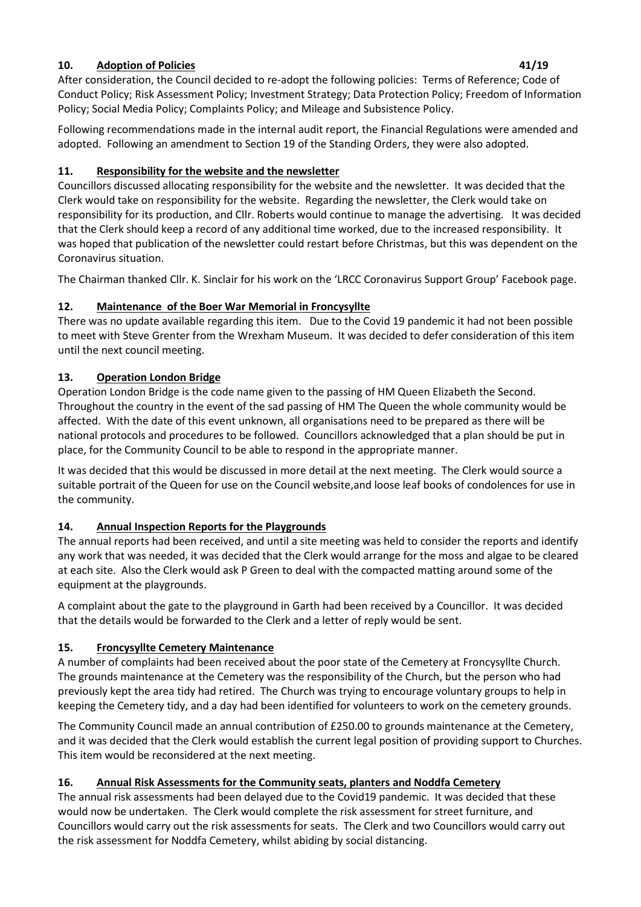**10. Adoption of Policies** **41/19**

After consideration, the Council decided to re-adopt the following policies: Terms of Reference; Code of Conduct Policy; Risk Assessment Policy; Investment Strategy; Data Protection Policy; Freedom of Information Policy; Social Media Policy; Complaints Policy; and Mileage and Subsistence Policy.

Following recommendations made in the internal audit report, the Financial Regulations were amended and adopted. Following an amendment to Section 19 of the Standing Orders, they were also adopted.

**11. Responsibility for the website and the newsletter**

Councillors discussed allocating responsibility for the website and the newsletter. It was decided that the Clerk would take on responsibility for the website. Regarding the newsletter, the Clerk would take on responsibility for its production, and Cllr. Roberts would continue to manage the advertising. It was decided that the Clerk should keep a record of any additional time worked, due to the increased responsibility. It was hoped that publication of the newsletter could restart before Christmas, but this was dependent on the Coronavirus situation.

The Chairman thanked Cllr. K. Sinclair for his work on the 'LRCC Coronavirus Support Group' Facebook page.

**12. Maintenance of the Boer War Memorial in Froncysyllte**

There was no update available regarding this item. Due to the Covid 19 pandemic it had not been possible to meet with Steve Grenter from the Wrexham Museum. It was decided to defer consideration of this item until the next council meeting.

**13. Operation London Bridge**

Operation London Bridge is the code name given to the passing of HM Queen Elizabeth the Second. Throughout the country in the event of the sad passing of HM The Queen the whole community would be affected. With the date of this event unknown, all organisations need to be prepared as there will be national protocols and procedures to be followed. Councillors acknowledged that a plan should be put in place, for the Community Council to be able to respond in the appropriate manner.

It was decided that this would be discussed in more detail at the next meeting. The Clerk would source a suitable portrait of the Queen for use on the Council website,and loose leaf books of condolences for use in the community.

**14. Annual Inspection Reports for the Playgrounds**

The annual reports had been received, and until a site meeting was held to consider the reports and identify any work that was needed, it was decided that the Clerk would arrange for the moss and algae to be cleared at each site. Also the Clerk would ask P Green to deal with the compacted matting around some of the equipment at the playgrounds.

A complaint about the gate to the playground in Garth had been received by a Councillor. It was decided that the details would be forwarded to the Clerk and a letter of reply would be sent.

**15. Froncysyllte Cemetery Maintenance**

A number of complaints had been received about the poor state of the Cemetery at Froncysyllte Church. The grounds maintenance at the Cemetery was the responsibility of the Church, but the person who had previously kept the area tidy had retired. The Church was trying to encourage voluntary groups to help in keeping the Cemetery tidy, and a day had been identified for volunteers to work on the cemetery grounds.

The Community Council made an annual contribution of £250.00 to grounds maintenance at the Cemetery, and it was decided that the Clerk would establish the current legal position of providing support to Churches. This item would be reconsidered at the next meeting.

**16. Annual Risk Assessments for the Community seats, planters and Noddfa Cemetery**

The annual risk assessments had been delayed due to the Covid19 pandemic. It was decided that these would now be undertaken. The Clerk would complete the risk assessment for street furniture, and Councillors would carry out the risk assessments for seats. The Clerk and two Councillors would carry out the risk assessment for Noddfa Cemetery, whilst abiding by social distancing.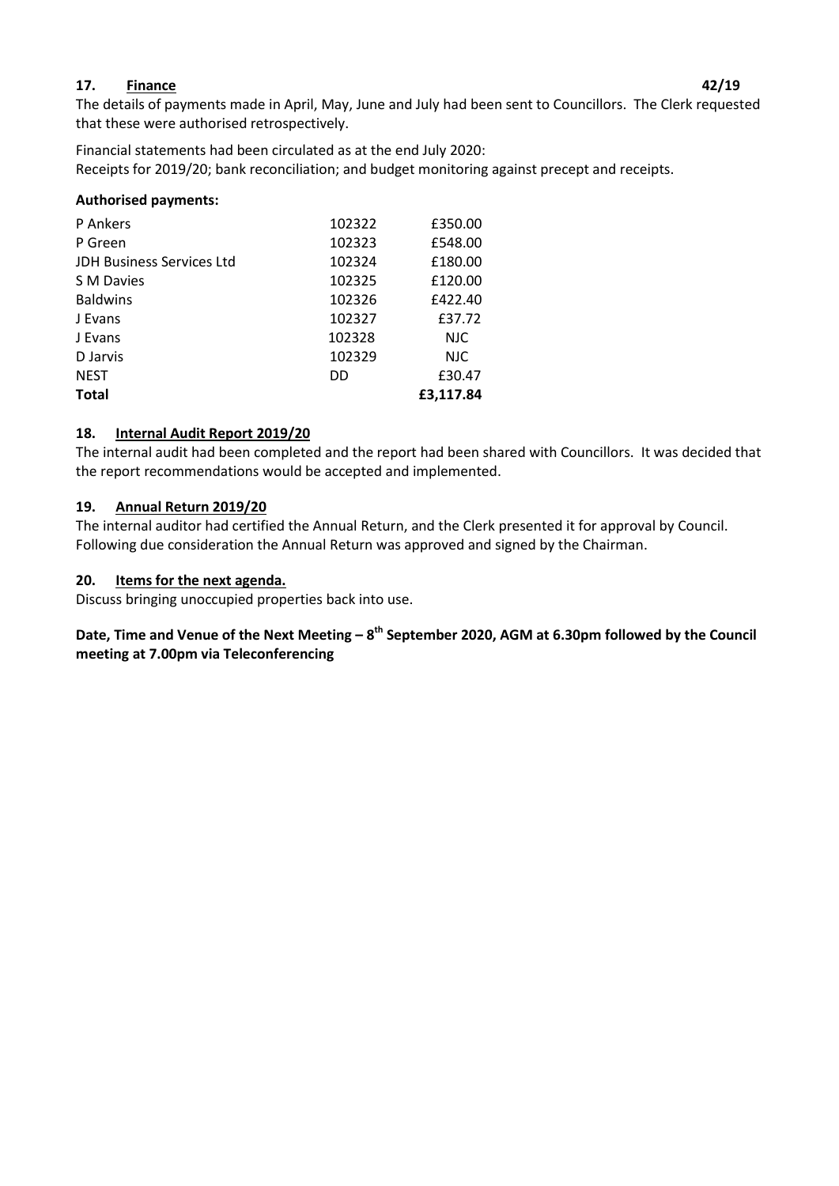**17. Finance** **42/19**

The details of payments made in April, May, June and July had been sent to Councillors. The Clerk requested that these were authorised retrospectively.

Financial statements had been circulated as at the end July 2020:
Receipts for 2019/20; bank reconciliation; and budget monitoring against precept and receipts.

**Authorised payments:**

| | | |
|---|---|---|
| P Ankers | 102322 | £350.00 |
| P Green | 102323 | £548.00 |
| JDH Business Services Ltd | 102324 | £180.00 |
| S M Davies | 102325 | £120.00 |
| Baldwins | 102326 | £422.40 |
| J Evans | 102327 | £37.72 |
| J Evans | 102328 | NJC |
| D Jarvis | 102329 | NJC |
| NEST | DD | £30.47 |
| **Total** | | **£3,117.84** |

**18. Internal Audit Report 2019/20**

The internal audit had been completed and the report had been shared with Councillors. It was decided that the report recommendations would be accepted and implemented.

**19. Annual Return 2019/20**

The internal auditor had certified the Annual Return, and the Clerk presented it for approval by Council. Following due consideration the Annual Return was approved and signed by the Chairman.

**20. Items for the next agenda.**

Discuss bringing unoccupied properties back into use.

**Date, Time and Venue of the Next Meeting – 8th September 2020, AGM at 6.30pm followed by the Council meeting at 7.00pm via Teleconferencing**